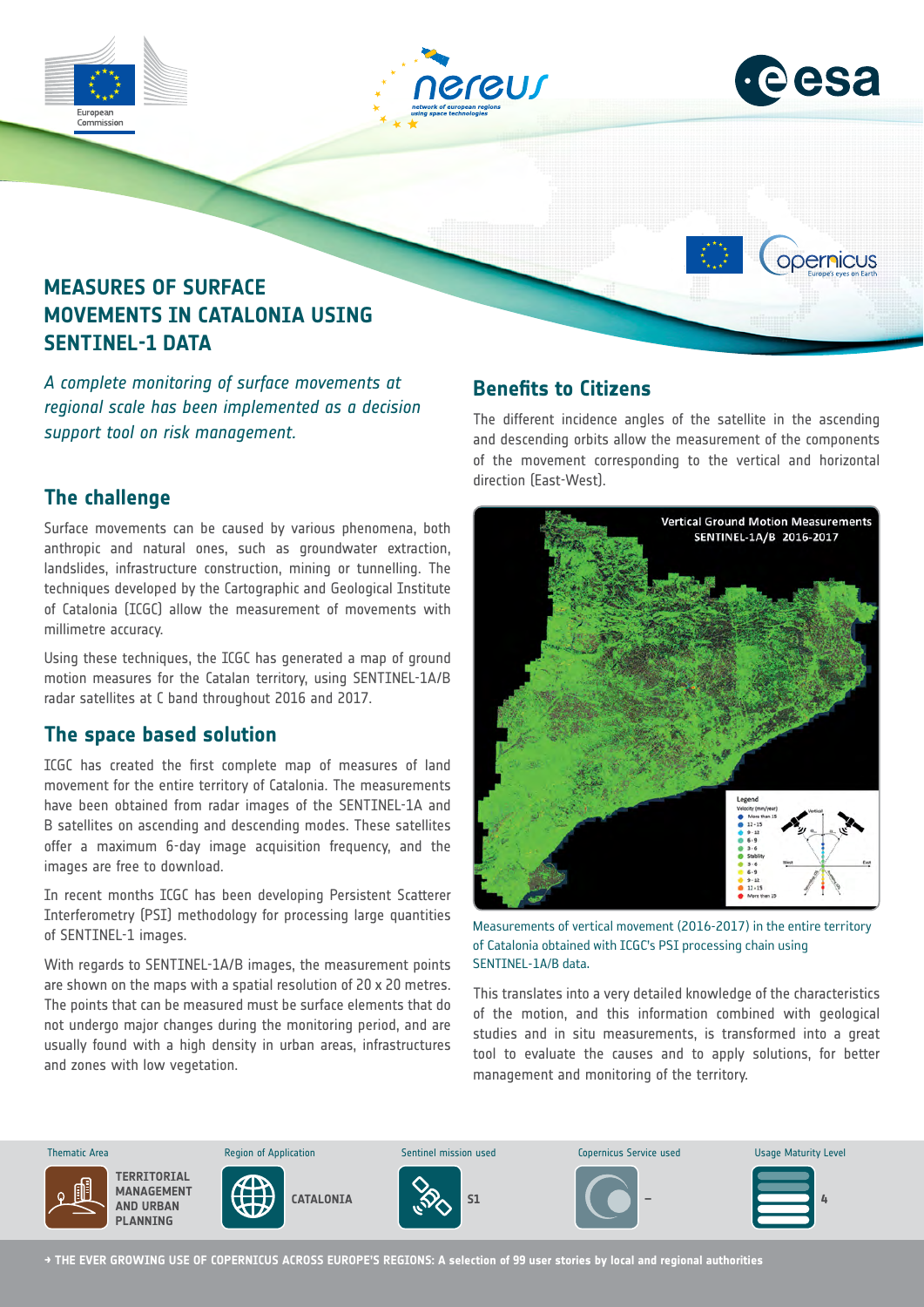# MEASURES OF SURFACE MOVEMENTS IN CATALONIA USING SENTINEL-1 DATA

*A complete monitoring of surface movements at regional scale has been implemented as a decision support tool on risk management.*

## The challenge

Surface movements can be caused by various phenomena, both anthropic and natural ones, such as groundwater extraction, landslides, infrastructure construction, mining or tunnelling. The techniques developed by the Cartographic and Geological Institute of Catalonia (ICGC) allow the measurement of movements with millimetre accuracy.

Using these techniques, the ICGC has generated a map of ground motion measures for the Catalan territory, using SENTINEL-1A/B radar satellites at C band throughout 2016 and 2017.

## The space based solution

ICGC has created the first complete map of measures of land movement for the entire territory of Catalonia. The measurements have been obtained from radar images of the SENTINEL-1A and B satellites on ascending and descending modes. These satellites offer a maximum 6-day image acquisition frequency, and the images are free to download.

In recent months ICGC has been developing Persistent Scatterer Interferometry (PSI) methodology for processing large quantities of SENTINEL-1 images.

With regards to SENTINEL-1A/B images, the measurement points are shown on the maps with a spatial resolution of 20 x 20 metres. The points that can be measured must be surface elements that do not undergo major changes during the monitoring period, and are usually found with a high density in urban areas, infrastructures and zones with low vegetation.

## Benefits to Citizens

The different incidence angles of the satellite in the ascending and descending orbits allow the measurement of the components of the movement corresponding to the vertical and horizontal direction (East-West).

Measurements of vertical movement (2016-2017) in the entire territory of Catalonia obtained with ICGC's PSI processing chain using SENTINEL-1A/B data.

This translates into a very detailed knowledge of the characteristics of the motion, and this information combined with geological studies and in situ measurements, is transformed into a great tool to evaluate the causes and to apply solutions, for better management and monitoring of the territory.

| Thematic Area | Region of Application | Sentinel mission used | Copernicus Service used | Usage Maturity Level |
|---|---|---|---|---|
| TERRITORIAL MANAGEMENT AND URBAN PLANNING | CATALONIA | S1 | – | 4 |

→ THE EVER GROWING USE OF COPERNICUS ACROSS EUROPE'S REGIONS: A selection of 99 user stories by local and regional authorities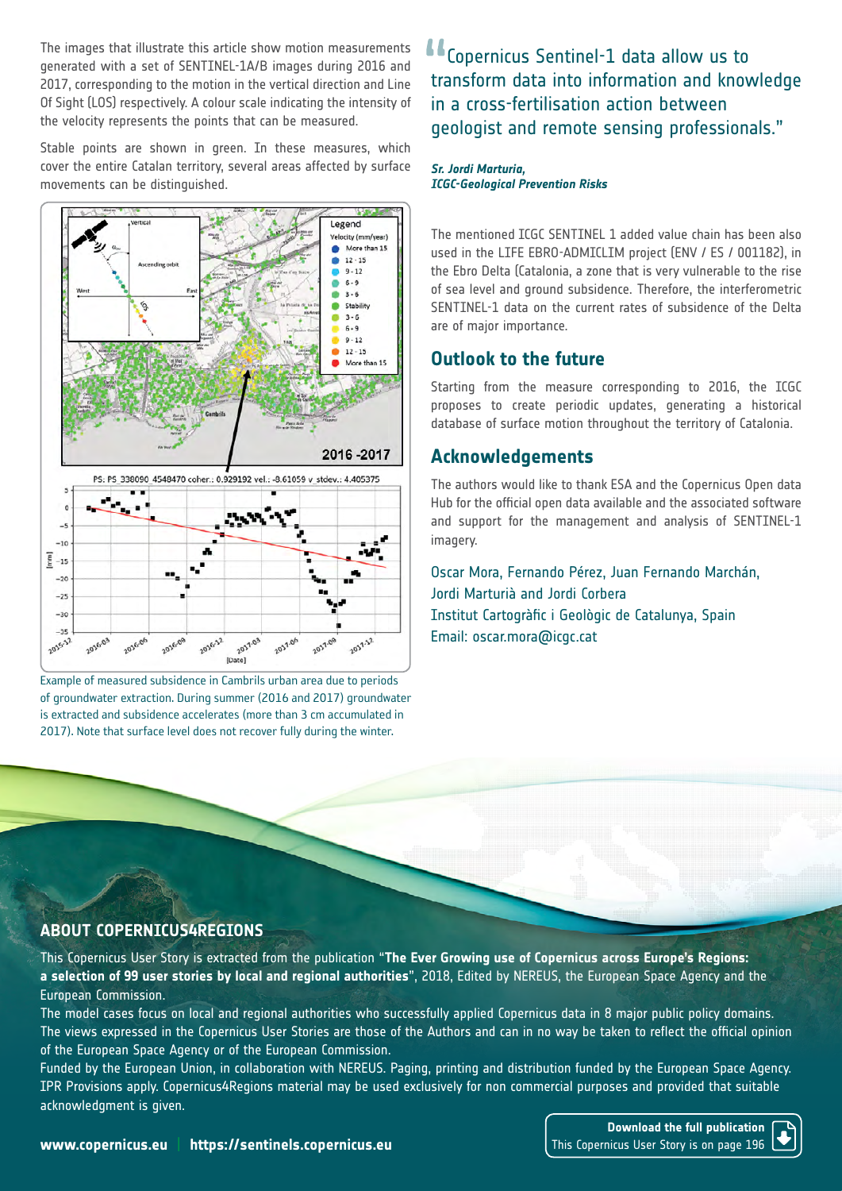The images that illustrate this article show motion measurements generated with a set of SENTINEL-1A/B images during 2016 and 2017, corresponding to the motion in the vertical direction and Line Of Sight (LOS) respectively. A colour scale indicating the intensity of the velocity represents the points that can be measured.

Stable points are shown in green. In these measures, which cover the entire Catalan territory, several areas affected by surface movements can be distinguished.

Legend
Velocity (mm/year)
More than 15
12 - 15
9 - 12
6 - 9
3 - 6
Stability
3 - 6
6 - 9
9 - 12
12 - 15
More than 15

Vertical
Ascending orbit
West
East
LOS
Cambrils
2016 -2017

PS: PS_338090_4548470 coher.: 0.929192 vel.: -8.61059 v_stdev.: 4.405375
[mm]
5
0
−5
−10
−15
−20
−25
−30
−35
2015-12
2016-03
2016-06
2016-09
2016-12
2017-03
2017-06
2017-09
2017-12
[Date]

Example of measured subsidence in Cambrils urban area due to periods of groundwater extraction. During summer (2016 and 2017) groundwater is extracted and subsidence accelerates (more than 3 cm accumulated in 2017). Note that surface level does not recover fully during the winter.

> "Copernicus Sentinel-1 data allow us to transform data into information and knowledge in a cross-fertilisation action between geologist and remote sensing professionals."
>
> ***Sr. Jordi Marturia, ICGC-Geological Prevention Risks***

The mentioned ICGC SENTINEL 1 added value chain has been also used in the LIFE EBRO-ADMICLIM project (ENV / ES / 001182), in the Ebro Delta (Catalonia, a zone that is very vulnerable to the rise of sea level and ground subsidence. Therefore, the interferometric SENTINEL-1 data on the current rates of subsidence of the Delta are of major importance.

## Outlook to the future

Starting from the measure corresponding to 2016, the ICGC proposes to create periodic updates, generating a historical database of surface motion throughout the territory of Catalonia.

## Acknowledgements

The authors would like to thank ESA and the Copernicus Open data Hub for the official open data available and the associated software and support for the management and analysis of SENTINEL-1 imagery.

Oscar Mora, Fernando Pérez, Juan Fernando Marchán, Jordi Marturià and Jordi Corbera
Institut Cartogràfic i Geològic de Catalunya, Spain
Email: oscar.mora@icgc.cat

## ABOUT COPERNICUS4REGIONS

This Copernicus User Story is extracted from the publication "**The Ever Growing use of Copernicus across Europe's Regions: a selection of 99 user stories by local and regional authorities**", 2018, Edited by NEREUS, the European Space Agency and the European Commission.
The model cases focus on local and regional authorities who successfully applied Copernicus data in 8 major public policy domains. The views expressed in the Copernicus User Stories are those of the Authors and can in no way be taken to reflect the official opinion of the European Space Agency or of the European Commission.
Funded by the European Union, in collaboration with NEREUS. Paging, printing and distribution funded by the European Space Agency. IPR Provisions apply. Copernicus4Regions material may be used exclusively for non commercial purposes and provided that suitable acknowledgment is given.

**www.copernicus.eu** | **https://sentinels.copernicus.eu**

**Download the full publication**
This Copernicus User Story is on page 196